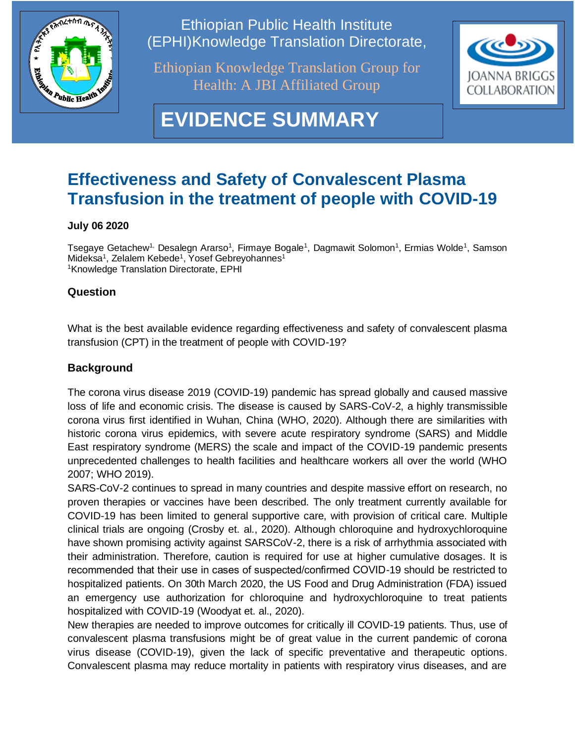Ethiopian Public Health Institute (EPHI)Knowledge Translation Directorate,

Ethiopian Knowledge Translation Group for Health: A JBI Affiliated Group

# EVIDENCE SUMMARY

# Effectiveness and Safety of Convalescent Plasma Transfusion in the treatment of people with COVID-19

**July 06 2020**

Tsegaye Getachew[1,] Desalegn Ararso[1], Firmaye Bogale[1], Dagmawit Solomon[1], Ermias Wolde[1], Samson Mideksa[1], Zelalem Kebede[1], Yosef Gebreyohannes[1]
[1]Knowledge Translation Directorate, EPHI

## Question

What is the best available evidence regarding effectiveness and safety of convalescent plasma transfusion (CPT) in the treatment of people with COVID-19?

## Background

The corona virus disease 2019 (COVID-19) pandemic has spread globally and caused massive loss of life and economic crisis. The disease is caused by SARS-CoV-2, a highly transmissible corona virus first identified in Wuhan, China (WHO, 2020). Although there are similarities with historic corona virus epidemics, with severe acute respiratory syndrome (SARS) and Middle East respiratory syndrome (MERS) the scale and impact of the COVID-19 pandemic presents unprecedented challenges to health facilities and healthcare workers all over the world (WHO 2007; WHO 2019).
SARS-CoV-2 continues to spread in many countries and despite massive effort on research, no proven therapies or vaccines have been described. The only treatment currently available for COVID-19 has been limited to general supportive care, with provision of critical care. Multiple clinical trials are ongoing (Crosby et. al., 2020). Although chloroquine and hydroxychloroquine have shown promising activity against SARSCoV-2, there is a risk of arrhythmia associated with their administration. Therefore, caution is required for use at higher cumulative dosages. It is recommended that their use in cases of suspected/confirmed COVID-19 should be restricted to hospitalized patients. On 30th March 2020, the US Food and Drug Administration (FDA) issued an emergency use authorization for chloroquine and hydroxychloroquine to treat patients hospitalized with COVID-19 (Woodyat et. al., 2020).
New therapies are needed to improve outcomes for critically ill COVID-19 patients. Thus, use of convalescent plasma transfusions might be of great value in the current pandemic of corona virus disease (COVID-19), given the lack of specific preventative and therapeutic options. Convalescent plasma may reduce mortality in patients with respiratory virus diseases, and are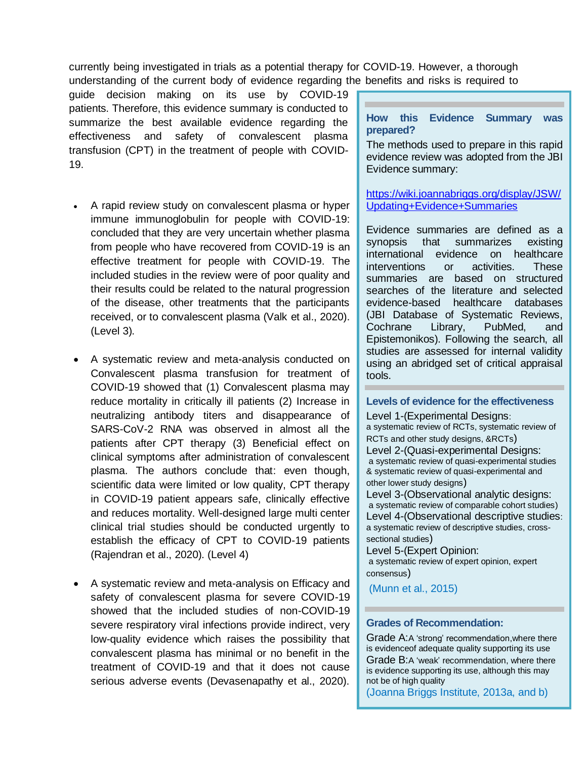currently being investigated in trials as a potential therapy for COVID-19. However, a thorough understanding of the current body of evidence regarding the benefits and risks is required to guide decision making on its use by COVID-19 patients. Therefore, this evidence summary is conducted to summarize the best available evidence regarding the effectiveness and safety of convalescent plasma transfusion (CPT) in the treatment of people with COVID-19.

- A rapid review study on convalescent plasma or hyper immune immunoglobulin for people with COVID-19: concluded that they are very uncertain whether plasma from people who have recovered from COVID-19 is an effective treatment for people with COVID-19. The included studies in the review were of poor quality and their results could be related to the natural progression of the disease, other treatments that the participants received, or to convalescent plasma (Valk et al., 2020). (Level 3).

- A systematic review and meta-analysis conducted on Convalescent plasma transfusion for treatment of COVID-19 showed that (1) Convalescent plasma may reduce mortality in critically ill patients (2) Increase in neutralizing antibody titers and disappearance of SARS-CoV-2 RNA was observed in almost all the patients after CPT therapy (3) Beneficial effect on clinical symptoms after administration of convalescent plasma. The authors conclude that: even though, scientific data were limited or low quality, CPT therapy in COVID-19 patient appears safe, clinically effective and reduces mortality. Well-designed large multi center clinical trial studies should be conducted urgently to establish the efficacy of CPT to COVID-19 patients (Rajendran et al., 2020). (Level 4)

- A systematic review and meta-analysis on Efficacy and safety of convalescent plasma for severe COVID-19 showed that the included studies of non-COVID-19 severe respiratory viral infections provide indirect, very low-quality evidence which raises the possibility that convalescent plasma has minimal or no benefit in the treatment of COVID-19 and that it does not cause serious adverse events (Devasenapathy et al., 2020).

### How this Evidence Summary was prepared?

The methods used to prepare in this rapid evidence review was adopted from the JBI Evidence summary:

https://wiki.joannabriggs.org/display/JSW/Updating+Evidence+Summaries

Evidence summaries are defined as a synopsis that summarizes existing international evidence on healthcare interventions or activities. These summaries are based on structured searches of the literature and selected evidence-based healthcare databases (JBI Database of Systematic Reviews, Cochrane Library, PubMed, and Epistemonikos). Following the search, all studies are assessed for internal validity using an abridged set of critical appraisal tools.

### Levels of evidence for the effectiveness

Level 1-(Experimental Designs: a systematic review of RCTs, systematic review of RCTs and other study designs, &RCTs)

Level 2-(Quasi-experimental Designs: a systematic review of quasi-experimental studies & systematic review of quasi-experimental and other lower study designs)

Level 3-(Observational analytic designs: a systematic review of comparable cohort studies)

Level 4-(Observational descriptive studies: a systematic review of descriptive studies, cross-sectional studies)

Level 5-(Expert Opinion: a systematic review of expert opinion, expert consensus)

(Munn et al., 2015)

### Grades of Recommendation:

Grade A: A 'strong' recommendation, where there is evidence of adequate quality supporting its use

Grade B: A 'weak' recommendation, where there is evidence supporting its use, although this may not be of high quality

(Joanna Briggs Institute, 2013a, and b)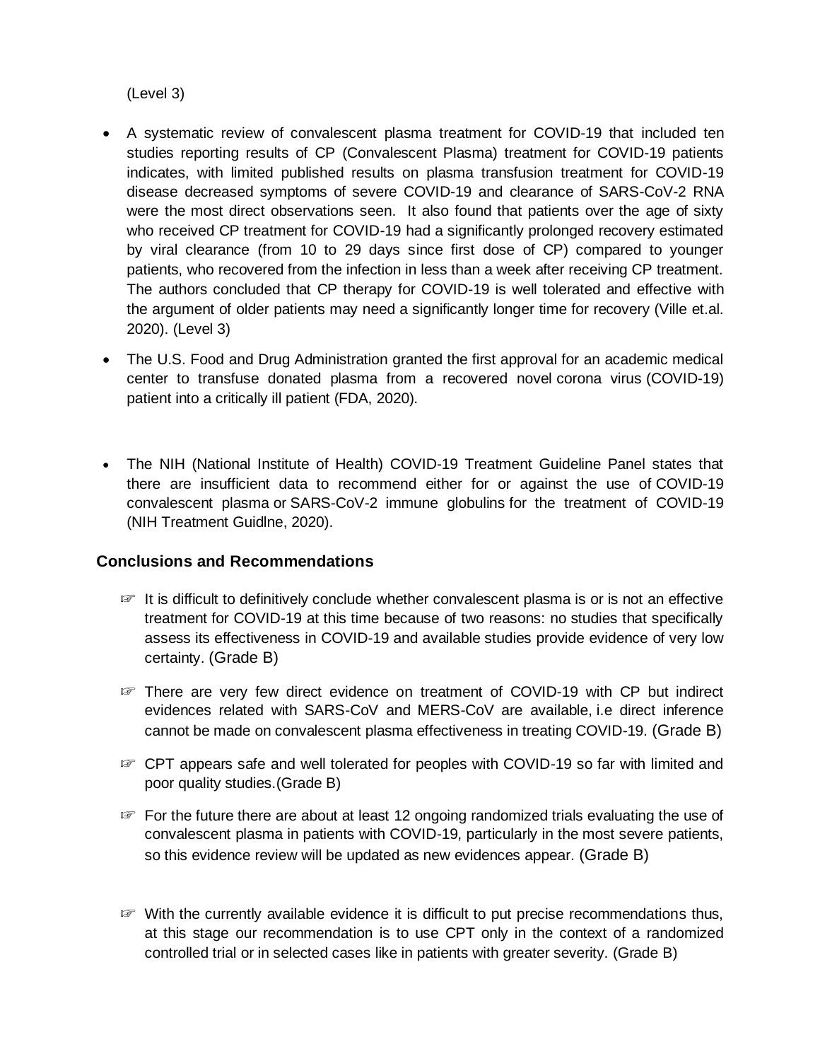(Level 3)

- A systematic review of convalescent plasma treatment for COVID-19 that included ten studies reporting results of CP (Convalescent Plasma) treatment for COVID-19 patients indicates, with limited published results on plasma transfusion treatment for COVID-19 disease decreased symptoms of severe COVID-19 and clearance of SARS-CoV-2 RNA were the most direct observations seen. It also found that patients over the age of sixty who received CP treatment for COVID-19 had a significantly prolonged recovery estimated by viral clearance (from 10 to 29 days since first dose of CP) compared to younger patients, who recovered from the infection in less than a week after receiving CP treatment. The authors concluded that CP therapy for COVID-19 is well tolerated and effective with the argument of older patients may need a significantly longer time for recovery (Ville et.al. 2020). (Level 3)
- The U.S. Food and Drug Administration granted the first approval for an academic medical center to transfuse donated plasma from a recovered novel corona virus (COVID-19) patient into a critically ill patient (FDA, 2020).
- The NIH (National Institute of Health) COVID-19 Treatment Guideline Panel states that there are insufficient data to recommend either for or against the use of COVID-19 convalescent plasma or SARS-CoV-2 immune globulins for the treatment of COVID-19 (NIH Treatment Guidlne, 2020).

## Conclusions and Recommendations

- ☞ It is difficult to definitively conclude whether convalescent plasma is or is not an effective treatment for COVID-19 at this time because of two reasons: no studies that specifically assess its effectiveness in COVID-19 and available studies provide evidence of very low certainty. (Grade B)
- ☞ There are very few direct evidence on treatment of COVID-19 with CP but indirect evidences related with SARS-CoV and MERS-CoV are available, i.e direct inference cannot be made on convalescent plasma effectiveness in treating COVID-19. (Grade B)
- ☞ CPT appears safe and well tolerated for peoples with COVID-19 so far with limited and poor quality studies.(Grade B)
- ☞ For the future there are about at least 12 ongoing randomized trials evaluating the use of convalescent plasma in patients with COVID-19, particularly in the most severe patients, so this evidence review will be updated as new evidences appear. (Grade B)
- ☞ With the currently available evidence it is difficult to put precise recommendations thus, at this stage our recommendation is to use CPT only in the context of a randomized controlled trial or in selected cases like in patients with greater severity. (Grade B)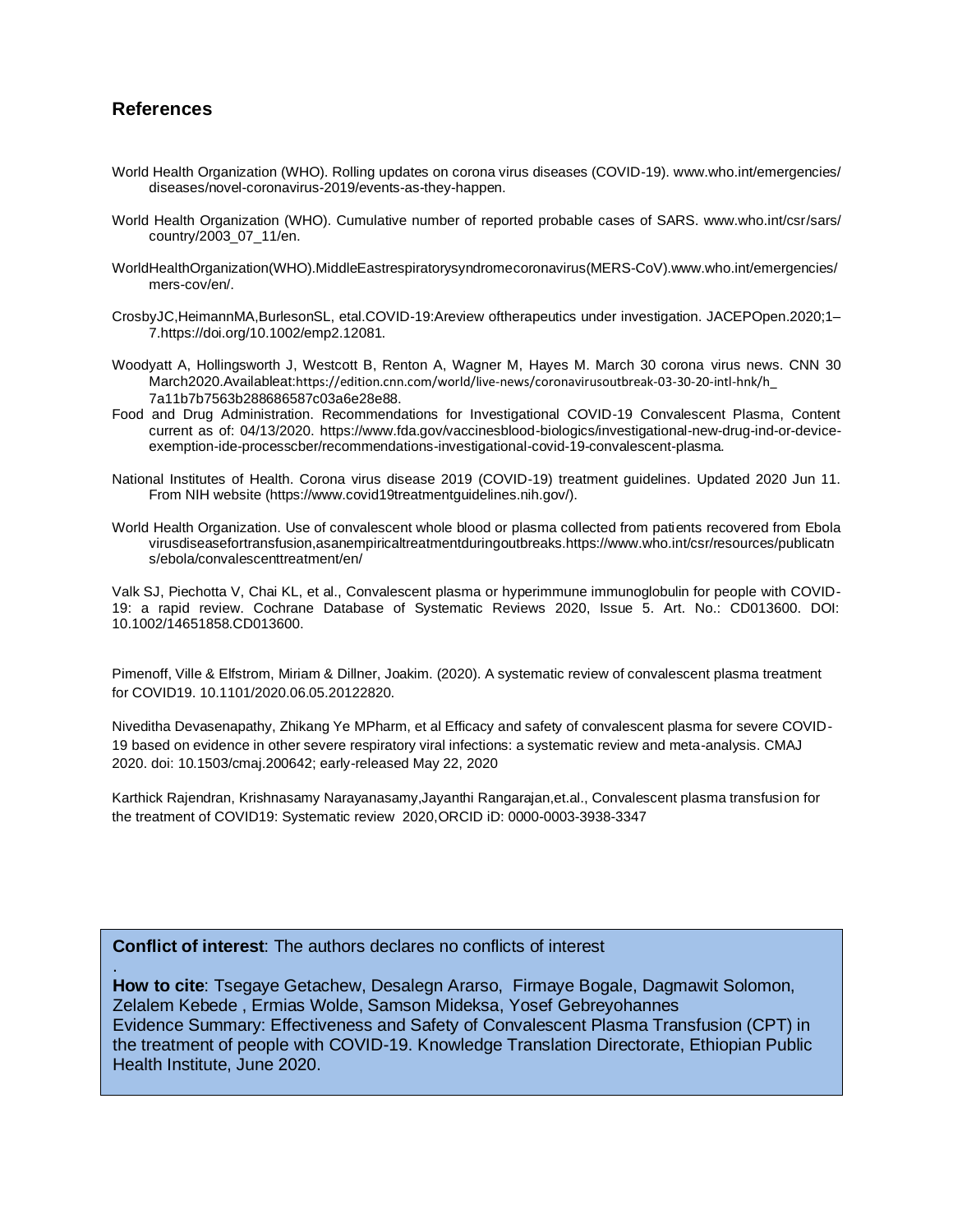## References

World Health Organization (WHO). Rolling updates on corona virus diseases (COVID-19). www.who.int/emergencies/diseases/novel-coronavirus-2019/events-as-they-happen.

World Health Organization (WHO). Cumulative number of reported probable cases of SARS. www.who.int/csr/sars/country/2003_07_11/en.

WorldHealthOrganization(WHO).MiddleEastrespiratorysyndromecoronavirus(MERS-CoV).www.who.int/emergencies/mers-cov/en/.

CrosbyJC,HeimannMA,BurlesonSL, etal.COVID-19:Areview oftherapeutics under investigation. JACEPOpen.2020;1–7.https://doi.org/10.1002/emp2.12081.

Woodyatt A, Hollingsworth J, Westcott B, Renton A, Wagner M, Hayes M. March 30 corona virus news. CNN 30 March2020.Availableat:https://edition.cnn.com/world/live-news/coronavirusoutbreak-03-30-20-intl-hnk/h_7a11b7b7563b288686587c03a6e28e88.

Food and Drug Administration. Recommendations for Investigational COVID-19 Convalescent Plasma, Content current as of: 04/13/2020. https://www.fda.gov/vaccinesblood-biologics/investigational-new-drug-ind-or-device-exemption-ide-processcber/recommendations-investigational-covid-19-convalescent-plasma.

National Institutes of Health. Corona virus disease 2019 (COVID-19) treatment guidelines. Updated 2020 Jun 11. From NIH website (https://www.covid19treatmentguidelines.nih.gov/).

World Health Organization. Use of convalescent whole blood or plasma collected from patients recovered from Ebola virusdiseasefortransfusion,asanempiricaltreatmentduringoutbreaks.https://www.who.int/csr/resources/publicatns/ebola/convalescenttreatment/en/

Valk SJ, Piechotta V, Chai KL, et al., Convalescent plasma or hyperimmune immunoglobulin for people with COVID-19: a rapid review. Cochrane Database of Systematic Reviews 2020, Issue 5. Art. No.: CD013600. DOI: 10.1002/14651858.CD013600.

Pimenoff, Ville & Elfstrom, Miriam & Dillner, Joakim. (2020). A systematic review of convalescent plasma treatment for COVID19. 10.1101/2020.06.05.20122820.

Niveditha Devasenapathy, Zhikang Ye MPharm, et al Efficacy and safety of convalescent plasma for severe COVID-19 based on evidence in other severe respiratory viral infections: a systematic review and meta-analysis. CMAJ 2020. doi: 10.1503/cmaj.200642; early-released May 22, 2020

Karthick Rajendran, Krishnasamy Narayanasamy,Jayanthi Rangarajan,et.al., Convalescent plasma transfusion for the treatment of COVID19: Systematic review 2020,ORCID iD: 0000-0003-3938-3347

**Conflict of interest**: The authors declares no conflicts of interest

.

**How to cite**: Tsegaye Getachew, Desalegn Ararso, Firmaye Bogale, Dagmawit Solomon, Zelalem Kebede , Ermias Wolde, Samson Mideksa, Yosef Gebreyohannes
Evidence Summary: Effectiveness and Safety of Convalescent Plasma Transfusion (CPT) in the treatment of people with COVID-19. Knowledge Translation Directorate, Ethiopian Public Health Institute, June 2020.